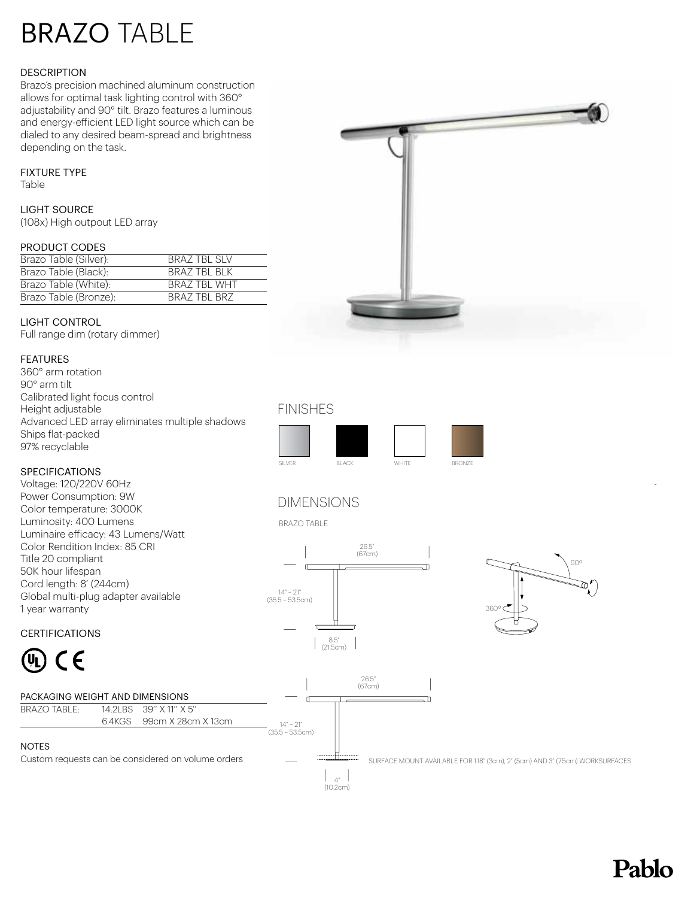# BRAZO TABLE

### DESCRIPTION

Brazo's precision machined aluminum construction allows for optimal task lighting control with 360° adjustability and 90° tilt. Brazo features a luminous and energy-efficient LED light source which can be dialed to any desired beam-spread and brightness depending on the task.

### FIXTURE TYPE

Table

### LIGHT SOURCE

(108x) High outpout LED array

### PRODUCT CODES

| | |
|---|---|
| Brazo Table (Silver): | BRAZ TBL SLV |
| Brazo Table (Black): | BRAZ TBL BLK |
| Brazo Table (White): | BRAZ TBL WHT |
| Brazo Table (Bronze): | BRAZ TBL BRZ |

### LIGHT CONTROL

Full range dim (rotary dimmer)

### FEATURES

360° arm rotation
90° arm tilt
Calibrated light focus control
Height adjustable
Advanced LED array eliminates multiple shadows
Ships flat-packed
97% recyclable

### SPECIFICATIONS

Voltage: 120/220V 60Hz
Power Consumption: 9W
Color temperature: 3000K
Luminosity: 400 Lumens
Luminaire efficacy: 43 Lumens/Watt
Color Rendition Index: 85 CRI
Title 20 compliant
50K hour lifespan
Cord length: 8' (244cm)
Global multi-plug adapter available
1 year warranty

### CERTIFICATIONS

### PACKAGING WEIGHT AND DIMENSIONS

| | | |
|---|---|---|
| BRAZO TABLE: | 14.2LBS | 39'' X 11'' X 5'' |
| | 6.4KGS | 99cm X 28cm X 13cm |

### NOTES

Custom requests can be considered on volume orders

## FINISHES

SILVER BLACK WHITE BRONZE

## DIMENSIONS

BRAZO TABLE

26.5" (67cm)
14" – 21" (35.5 – 53.5cm)
8.5" (21.5cm)
90°
360°

26.5" (67cm)
14" – 21" (35.5 – 53.5cm)
4" (10.2cm)

SURFACE MOUNT AVAILABLE FOR 1.18" (3cm), 2" (5cm) AND 3" (7.5cm) WORKSURFACES

Pablo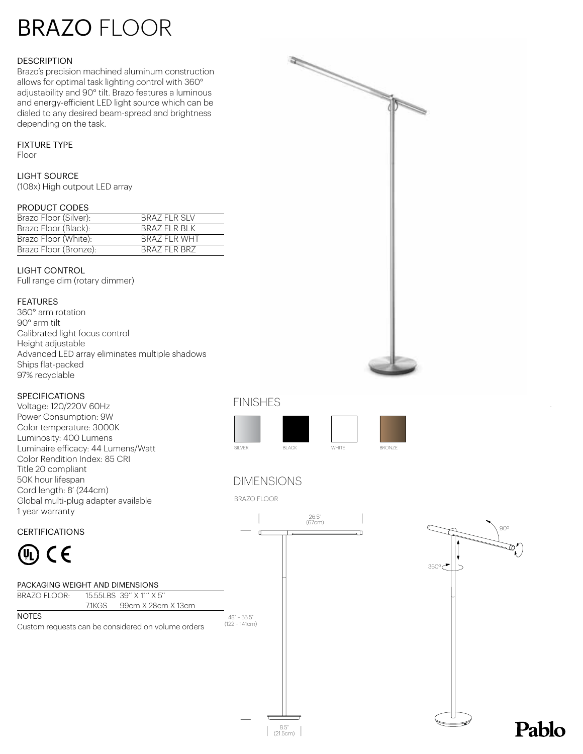# BRAZO FLOOR

## DESCRIPTION

Brazo's precision machined aluminum construction allows for optimal task lighting control with 360° adjustability and 90° tilt. Brazo features a luminous and energy-efficient LED light source which can be dialed to any desired beam-spread and brightness depending on the task.

## FIXTURE TYPE

Floor

## LIGHT SOURCE

(108x) High outpout LED array

## PRODUCT CODES

| | |
|---|---|
| Brazo Floor (Silver): | BRAZ FLR SLV |
| Brazo Floor (Black): | BRAZ FLR BLK |
| Brazo Floor (White): | BRAZ FLR WHT |
| Brazo Floor (Bronze): | BRAZ FLR BRZ |

## LIGHT CONTROL

Full range dim (rotary dimmer)

## FEATURES

360° arm rotation
90° arm tilt
Calibrated light focus control
Height adjustable
Advanced LED array eliminates multiple shadows
Ships flat-packed
97% recyclable

## SPECIFICATIONS

Voltage: 120/220V 60Hz
Power Consumption: 9W
Color temperature: 3000K
Luminosity: 400 Lumens
Luminaire efficacy: 44 Lumens/Watt
Color Rendition Index: 85 CRI
Title 20 compliant
50K hour lifespan
Cord length: 8' (244cm)
Global multi-plug adapter available
1 year warranty

## CERTIFICATIONS

## PACKAGING WEIGHT AND DIMENSIONS

| | | |
|---|---|---|
| BRAZO FLOOR: | 15.55LBS | 39'' X 11'' X 5'' |
| | 7.1KGS | 99cm X 28cm X 13cm |

## NOTES

Custom requests can be considered on volume orders

## FINISHES

SILVER
BLACK
WHITE
BRONZE

## DIMENSIONS

BRAZO FLOOR

26.5"
(67cm)

48" – 55.5"
(122 – 141cm)

8.5"
(21.5cm)

90º

360º

Pablo